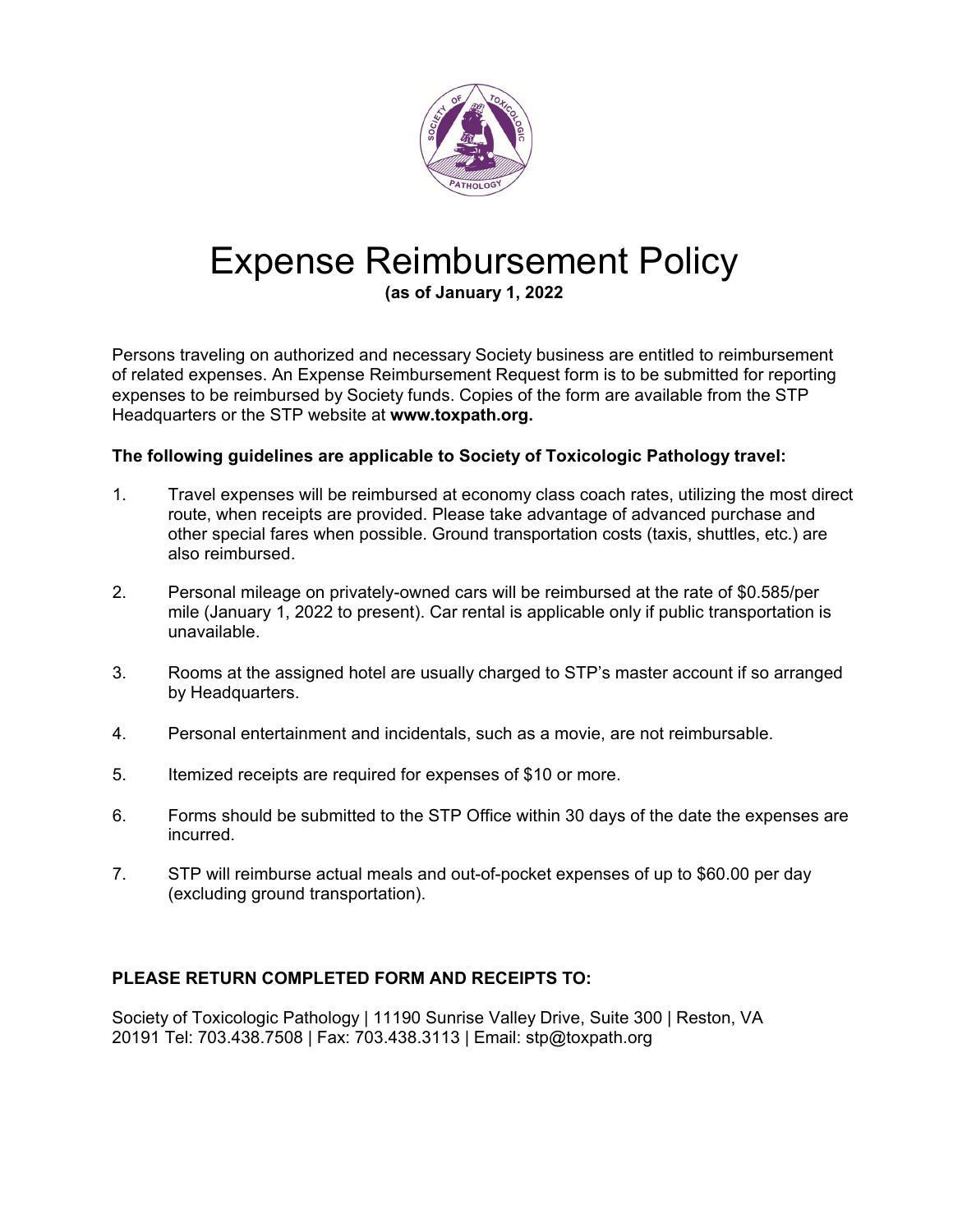# Expense Reimbursement Policy

**(as of January 1, 2022**

Persons traveling on authorized and necessary Society business are entitled to reimbursement of related expenses. An Expense Reimbursement Request form is to be submitted for reporting expenses to be reimbursed by Society funds. Copies of the form are available from the STP Headquarters or the STP website at **www.toxpath.org.**

**The following guidelines are applicable to Society of Toxicologic Pathology travel:**

1. Travel expenses will be reimbursed at economy class coach rates, utilizing the most direct route, when receipts are provided. Please take advantage of advanced purchase and other special fares when possible. Ground transportation costs (taxis, shuttles, etc.) are also reimbursed.

2. Personal mileage on privately-owned cars will be reimbursed at the rate of $0.585/per mile (January 1, 2022 to present). Car rental is applicable only if public transportation is unavailable.

3. Rooms at the assigned hotel are usually charged to STP's master account if so arranged by Headquarters.

4. Personal entertainment and incidentals, such as a movie, are not reimbursable.

5. Itemized receipts are required for expenses of $10 or more.

6. Forms should be submitted to the STP Office within 30 days of the date the expenses are incurred.

7. STP will reimburse actual meals and out-of-pocket expenses of up to $60.00 per day (excluding ground transportation).

**PLEASE RETURN COMPLETED FORM AND RECEIPTS TO:**

Society of Toxicologic Pathology | 11190 Sunrise Valley Drive, Suite 300 | Reston, VA 20191 Tel: 703.438.7508 | Fax: 703.438.3113 | Email: stp@toxpath.org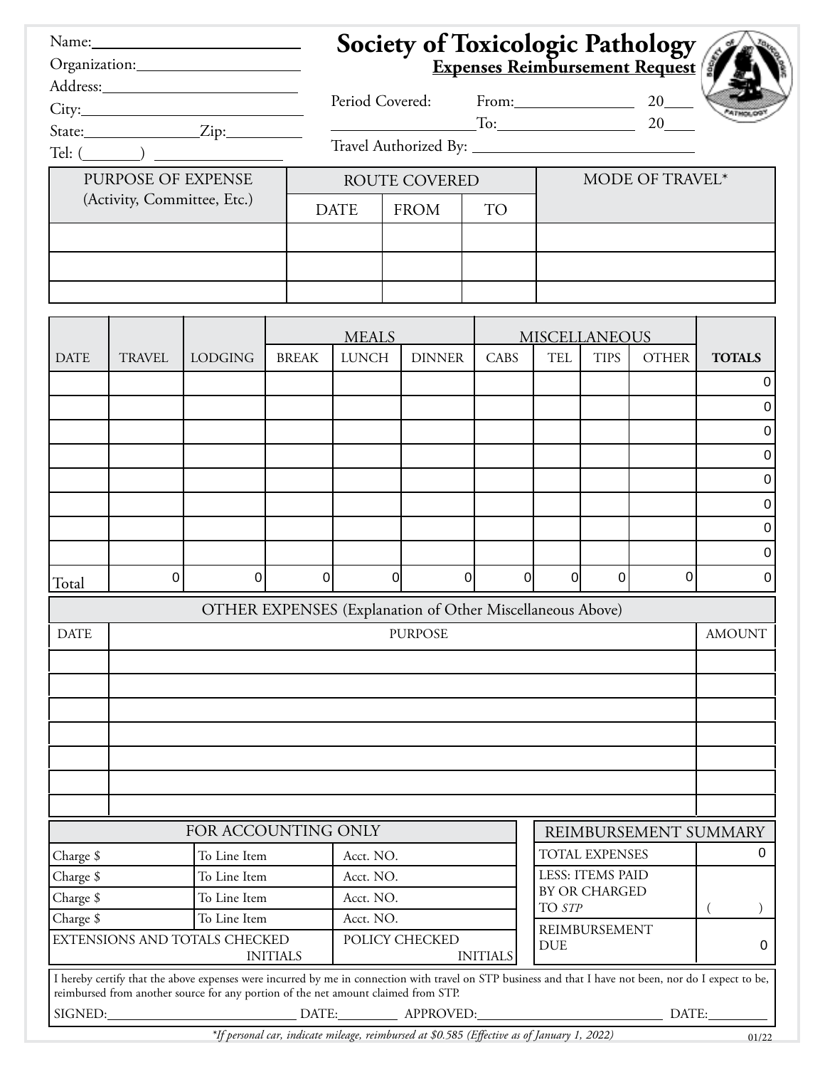Name:\_\_\_\_\_\_\_\_\_\_\_\_\_\_\_\_\_\_\_\_\_\_\_\_

Organization:\_\_\_\_\_\_\_\_\_\_\_\_\_\_\_\_\_\_\_\_

Address:\_\_\_\_\_\_\_\_\_\_\_\_\_\_\_\_\_\_\_\_\_\_\_

City:\_\_\_\_\_\_\_\_\_\_\_\_\_\_\_\_\_\_\_\_\_\_\_\_\_\_

State:\_\_\_\_\_\_\_\_\_\_\_\_Zip:\_\_\_\_\_\_\_\_

Tel: (\_\_\_\_\_\_) \_\_\_\_\_\_\_\_\_\_\_\_\_\_

# Society of Toxicologic Pathology

## Expenses Reimbursement Request

Period Covered: From:\_\_\_\_\_\_\_\_\_\_\_\_\_\_ 20\_\_\_

\_\_\_\_\_\_\_\_\_\_\_\_\_\_\_\_To:\_\_\_\_\_\_\_\_\_\_\_\_\_\_\_\_ 20\_\_\_

Travel Authorized By: \_\_\_\_\_\_\_\_\_\_\_\_\_\_\_\_\_\_\_\_\_\_\_\_\_\_

| PURPOSE OF EXPENSE (Activity, Committee, Etc.) | ROUTE COVERED | | | MODE OF TRAVEL* |
|---|---|---|---|---|
| | DATE | FROM | TO | |
| | | | | |
| | | | | |
| | | | | |

| DATE | TRAVEL | LODGING | MEALS | | | MISCELLANEOUS | | | | TOTALS |
|---|---|---|---|---|---|---|---|---|---|---|
| | | | BREAK | LUNCH | DINNER | CABS | TEL | TIPS | OTHER | |
| | | | | | | | | | | 0 |
| | | | | | | | | | | 0 |
| | | | | | | | | | | 0 |
| | | | | | | | | | | 0 |
| | | | | | | | | | | 0 |
| | | | | | | | | | | 0 |
| | | | | | | | | | | 0 |
| | | | | | | | | | | 0 |
| Total | 0 | 0 | 0 | 0 | 0 | 0 | 0 | 0 | 0 | 0 |

| OTHER EXPENSES (Explanation of Other Miscellaneous Above) | | |
|---|---|---|
| DATE | PURPOSE | AMOUNT |
| | | |
| | | |
| | | |
| | | |
| | | |
| | | |
| | | |

| FOR ACCOUNTING ONLY | | |
|---|---|---|
| Charge $ | To Line Item | Acct. NO. |
| Charge $ | To Line Item | Acct. NO. |
| Charge $ | To Line Item | Acct. NO. |
| Charge $ | To Line Item | Acct. NO. |
| EXTENSIONS AND TOTALS CHECKED INITIALS | | POLICY CHECKED INITIALS |

| REIMBURSEMENT SUMMARY | |
|---|---|
| TOTAL EXPENSES | 0 |
| LESS: ITEMS PAID BY OR CHARGED TO *STP* | ( ) |
| REIMBURSEMENT DUE | 0 |

I hereby certify that the above expenses were incurred by me in connection with travel on STP business and that I have not been, nor do I expect to be, reimbursed from another source for any portion of the net amount claimed from STP.

SIGNED:\_\_\_\_\_\_\_\_\_\_\_\_\_\_\_\_\_\_\_\_\_\_ DATE:\_\_\_\_\_\_\_ APPROVED:\_\_\_\_\_\_\_\_\_\_\_\_\_\_\_\_\_\_\_\_\_\_ DATE:\_\_\_\_\_\_\_

*\*If personal car, indicate mileage, reimbursed at $0.585 (Effective as of January 1, 2022)*

01/22